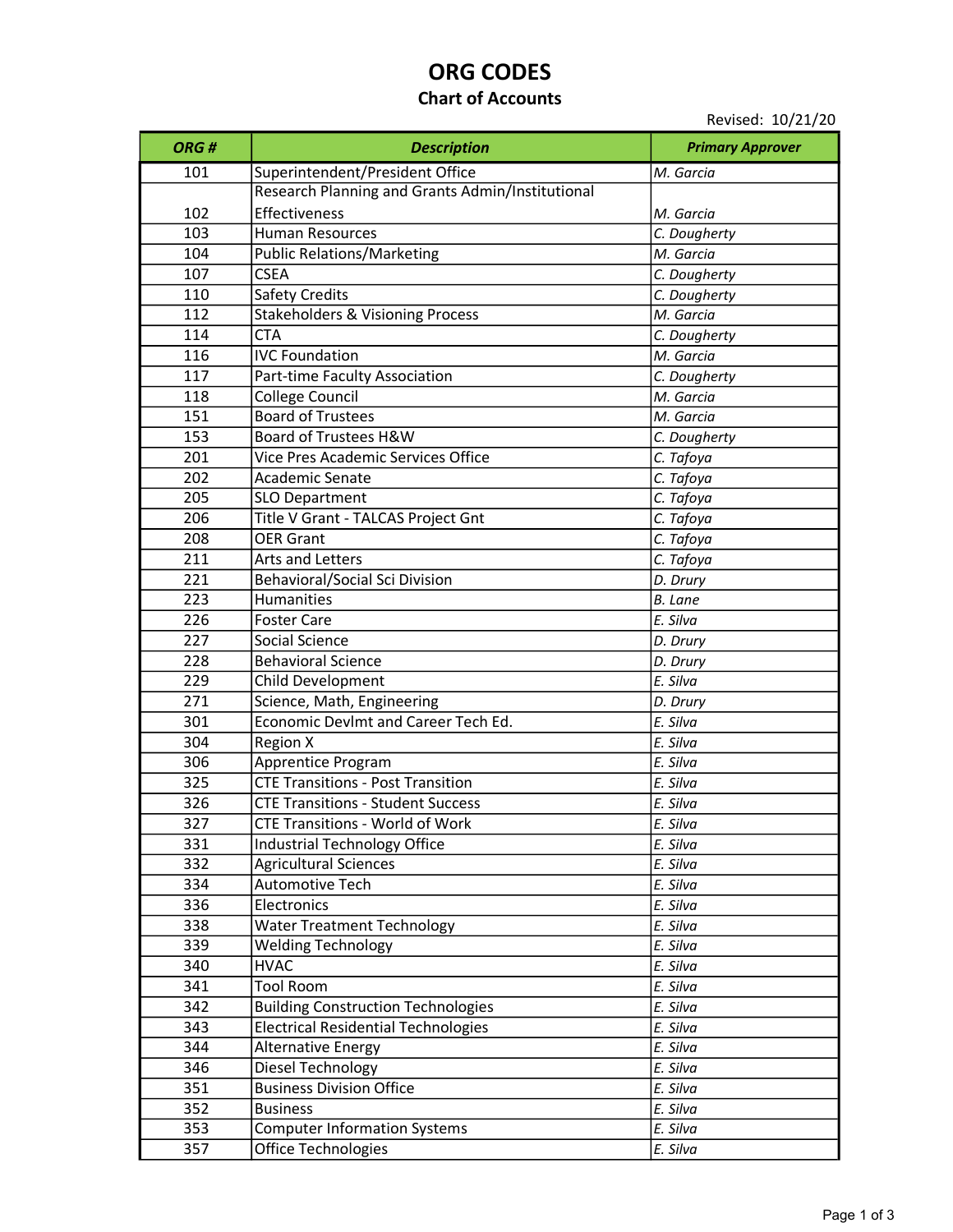# ORG CODES

## Chart of Accounts

Revised: 10/21/20

| ORG # | Description | Primary Approver |
|---|---|---|
| 101 | Superintendent/President Office | *M. Garcia* |
| 102 | Research Planning and Grants Admin/Institutional Effectiveness | *M. Garcia* |
| 103 | Human Resources | *C. Dougherty* |
| 104 | Public Relations/Marketing | *M. Garcia* |
| 107 | CSEA | *C. Dougherty* |
| 110 | Safety Credits | *C. Dougherty* |
| 112 | Stakeholders & Visioning Process | *M. Garcia* |
| 114 | CTA | *C. Dougherty* |
| 116 | IVC Foundation | *M. Garcia* |
| 117 | Part-time Faculty Association | *C. Dougherty* |
| 118 | College Council | *M. Garcia* |
| 151 | Board of Trustees | *M. Garcia* |
| 153 | Board of Trustees H&W | *C. Dougherty* |
| 201 | Vice Pres Academic Services Office | *C. Tafoya* |
| 202 | Academic Senate | *C. Tafoya* |
| 205 | SLO Department | *C. Tafoya* |
| 206 | Title V Grant - TALCAS Project Gnt | *C. Tafoya* |
| 208 | OER Grant | *C. Tafoya* |
| 211 | Arts and Letters | *C. Tafoya* |
| 221 | Behavioral/Social Sci Division | *D. Drury* |
| 223 | Humanities | *B. Lane* |
| 226 | Foster Care | *E. Silva* |
| 227 | Social Science | *D. Drury* |
| 228 | Behavioral Science | *D. Drury* |
| 229 | Child Development | *E. Silva* |
| 271 | Science, Math, Engineering | *D. Drury* |
| 301 | Economic Devlmt and Career Tech Ed. | *E. Silva* |
| 304 | Region X | *E. Silva* |
| 306 | Apprentice Program | *E. Silva* |
| 325 | CTE Transitions - Post Transition | *E. Silva* |
| 326 | CTE Transitions - Student Success | *E. Silva* |
| 327 | CTE Transitions - World of Work | *E. Silva* |
| 331 | Industrial Technology Office | *E. Silva* |
| 332 | Agricultural Sciences | *E. Silva* |
| 334 | Automotive Tech | *E. Silva* |
| 336 | Electronics | *E. Silva* |
| 338 | Water Treatment Technology | *E. Silva* |
| 339 | Welding Technology | *E. Silva* |
| 340 | HVAC | *E. Silva* |
| 341 | Tool Room | *E. Silva* |
| 342 | Building Construction Technologies | *E. Silva* |
| 343 | Electrical Residential Technologies | *E. Silva* |
| 344 | Alternative Energy | *E. Silva* |
| 346 | Diesel Technology | *E. Silva* |
| 351 | Business Division Office | *E. Silva* |
| 352 | Business | *E. Silva* |
| 353 | Computer Information Systems | *E. Silva* |
| 357 | Office Technologies | *E. Silva* |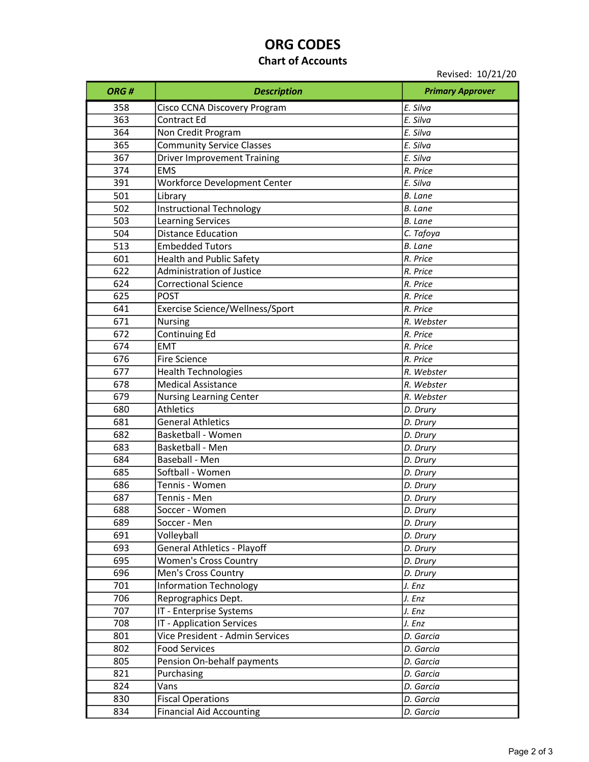# ORG CODES

## Chart of Accounts

Revised: 10/21/20

| ORG # | Description | Primary Approver |
|---|---|---|
| 358 | Cisco CCNA Discovery Program | *E. Silva* |
| 363 | Contract Ed | *E. Silva* |
| 364 | Non Credit Program | *E. Silva* |
| 365 | Community Service Classes | *E. Silva* |
| 367 | Driver Improvement Training | *E. Silva* |
| 374 | EMS | *R. Price* |
| 391 | Workforce Development Center | *E. Silva* |
| 501 | Library | *B. Lane* |
| 502 | Instructional Technology | *B. Lane* |
| 503 | Learning Services | *B. Lane* |
| 504 | Distance Education | *C. Tafoya* |
| 513 | Embedded Tutors | *B. Lane* |
| 601 | Health and Public Safety | *R. Price* |
| 622 | Administration of Justice | *R. Price* |
| 624 | Correctional Science | *R. Price* |
| 625 | POST | *R. Price* |
| 641 | Exercise Science/Wellness/Sport | *R. Price* |
| 671 | Nursing | *R. Webster* |
| 672 | Continuing Ed | *R. Price* |
| 674 | EMT | *R. Price* |
| 676 | Fire Science | *R. Price* |
| 677 | Health Technologies | *R. Webster* |
| 678 | Medical Assistance | *R. Webster* |
| 679 | Nursing Learning Center | *R. Webster* |
| 680 | Athletics | *D. Drury* |
| 681 | General Athletics | *D. Drury* |
| 682 | Basketball - Women | *D. Drury* |
| 683 | Basketball - Men | *D. Drury* |
| 684 | Baseball - Men | *D. Drury* |
| 685 | Softball - Women | *D. Drury* |
| 686 | Tennis - Women | *D. Drury* |
| 687 | Tennis - Men | *D. Drury* |
| 688 | Soccer - Women | *D. Drury* |
| 689 | Soccer - Men | *D. Drury* |
| 691 | Volleyball | *D. Drury* |
| 693 | General Athletics - Playoff | *D. Drury* |
| 695 | Women's Cross Country | *D. Drury* |
| 696 | Men's Cross Country | *D. Drury* |
| 701 | Information Technology | *J. Enz* |
| 706 | Reprographics Dept. | *J. Enz* |
| 707 | IT - Enterprise Systems | *J. Enz* |
| 708 | IT - Application Services | *J. Enz* |
| 801 | Vice President - Admin Services | *D. Garcia* |
| 802 | Food Services | *D. Garcia* |
| 805 | Pension On-behalf payments | *D. Garcia* |
| 821 | Purchasing | *D. Garcia* |
| 824 | Vans | *D. Garcia* |
| 830 | Fiscal Operations | *D. Garcia* |
| 834 | Financial Aid Accounting | *D. Garcia* |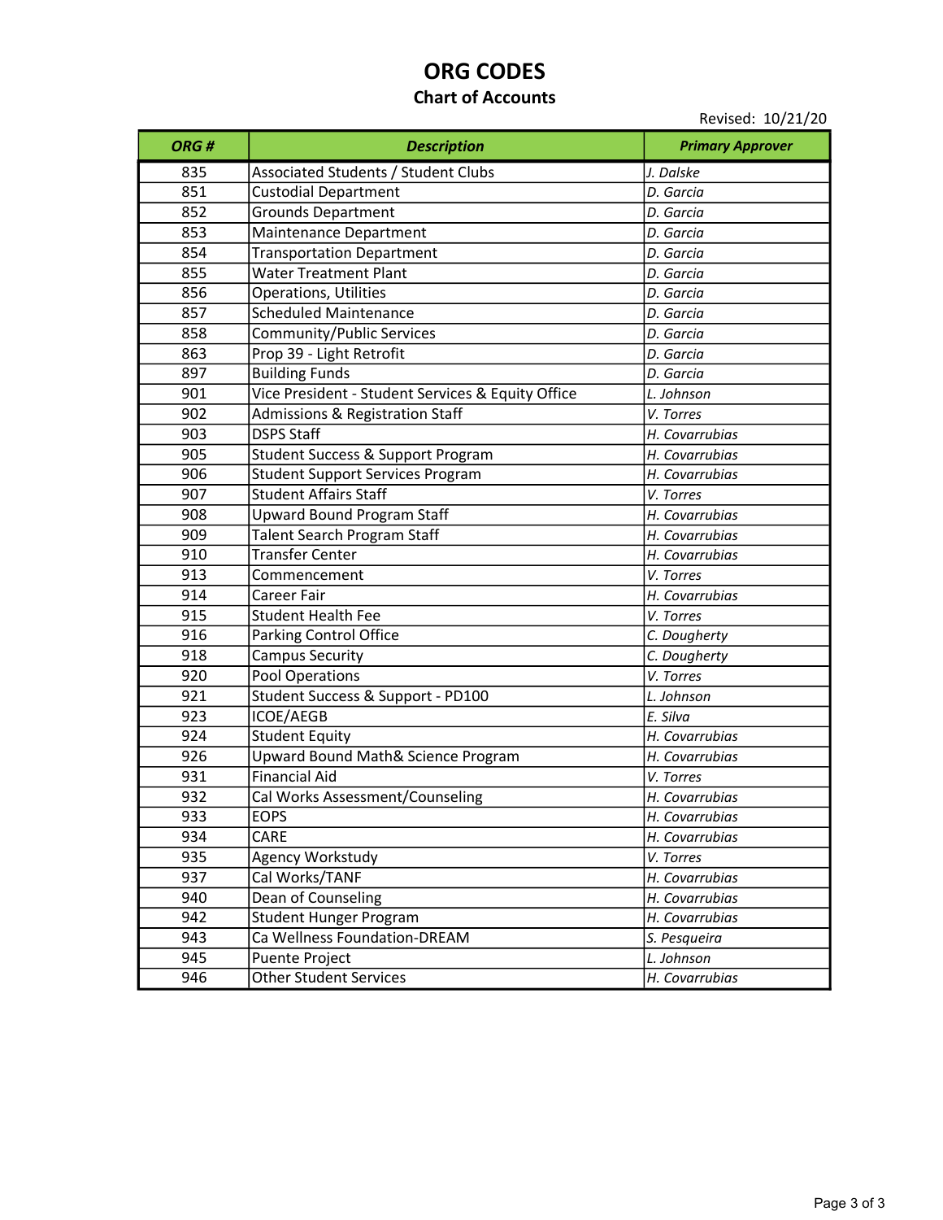# ORG CODES

## Chart of Accounts

Revised: 10/21/20

| ORG # | Description | Primary Approver |
|---|---|---|
| 835 | Associated Students / Student Clubs | *J. Dalske* |
| 851 | Custodial Department | *D. Garcia* |
| 852 | Grounds Department | *D. Garcia* |
| 853 | Maintenance Department | *D. Garcia* |
| 854 | Transportation Department | *D. Garcia* |
| 855 | Water Treatment Plant | *D. Garcia* |
| 856 | Operations, Utilities | *D. Garcia* |
| 857 | Scheduled Maintenance | *D. Garcia* |
| 858 | Community/Public Services | *D. Garcia* |
| 863 | Prop 39 - Light Retrofit | *D. Garcia* |
| 897 | Building Funds | *D. Garcia* |
| 901 | Vice President - Student Services & Equity Office | *L. Johnson* |
| 902 | Admissions & Registration Staff | *V. Torres* |
| 903 | DSPS Staff | *H. Covarrubias* |
| 905 | Student Success & Support Program | *H. Covarrubias* |
| 906 | Student Support Services Program | *H. Covarrubias* |
| 907 | Student Affairs Staff | *V. Torres* |
| 908 | Upward Bound Program Staff | *H. Covarrubias* |
| 909 | Talent Search Program Staff | *H. Covarrubias* |
| 910 | Transfer Center | *H. Covarrubias* |
| 913 | Commencement | *V. Torres* |
| 914 | Career Fair | *H. Covarrubias* |
| 915 | Student Health Fee | *V. Torres* |
| 916 | Parking Control Office | *C. Dougherty* |
| 918 | Campus Security | *C. Dougherty* |
| 920 | Pool Operations | *V. Torres* |
| 921 | Student Success & Support - PD100 | *L. Johnson* |
| 923 | ICOE/AEGB | *E. Silva* |
| 924 | Student Equity | *H. Covarrubias* |
| 926 | Upward Bound Math& Science Program | *H. Covarrubias* |
| 931 | Financial Aid | *V. Torres* |
| 932 | Cal Works Assessment/Counseling | *H. Covarrubias* |
| 933 | EOPS | *H. Covarrubias* |
| 934 | CARE | *H. Covarrubias* |
| 935 | Agency Workstudy | *V. Torres* |
| 937 | Cal Works/TANF | *H. Covarrubias* |
| 940 | Dean of Counseling | *H. Covarrubias* |
| 942 | Student Hunger Program | *H. Covarrubias* |
| 943 | Ca Wellness Foundation-DREAM | *S. Pesqueira* |
| 945 | Puente Project | *L. Johnson* |
| 946 | Other Student Services | *H. Covarrubias* |